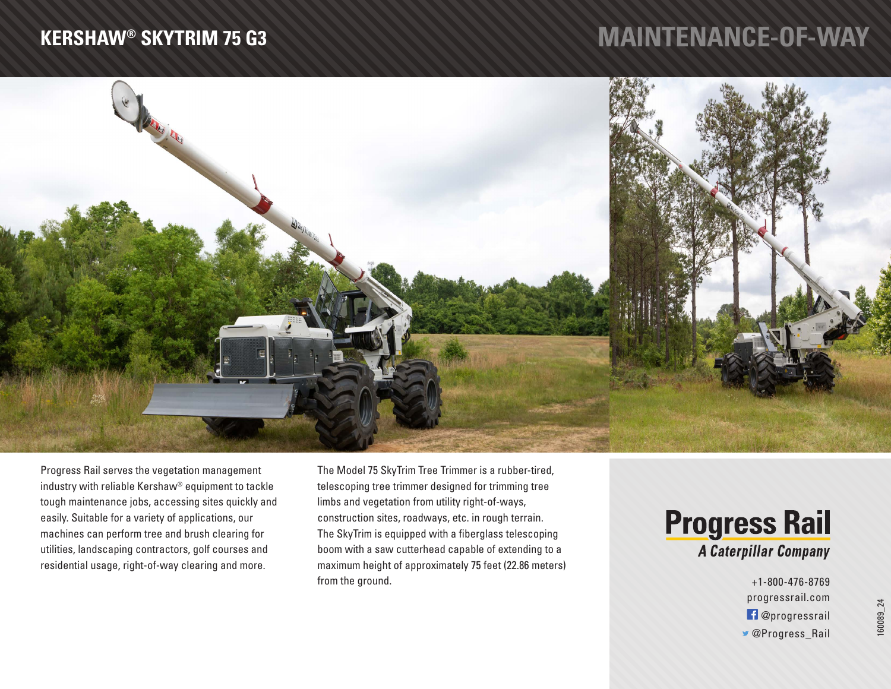# KERSHAW® SKYTRIM 75 G3

## MAINTENANCE-OF-WAY

Progress Rail serves the vegetation management industry with reliable Kershaw® equipment to tackle tough maintenance jobs, accessing sites quickly and easily. Suitable for a variety of applications, our machines can perform tree and brush clearing for utilities, landscaping contractors, golf courses and residential usage, right-of-way clearing and more.

The Model 75 SkyTrim Tree Trimmer is a rubber-tired, telescoping tree trimmer designed for trimming tree limbs and vegetation from utility right-of-ways, construction sites, roadways, etc. in rough terrain. The SkyTrim is equipped with a fiberglass telescoping boom with a saw cutterhead capable of extending to a maximum height of approximately 75 feet (22.86 meters) from the ground.

**Progress Rail**
*A Caterpillar Company*

+1-800-476-8769
progressrail.com
@progressrail
@Progress_Rail

160089_24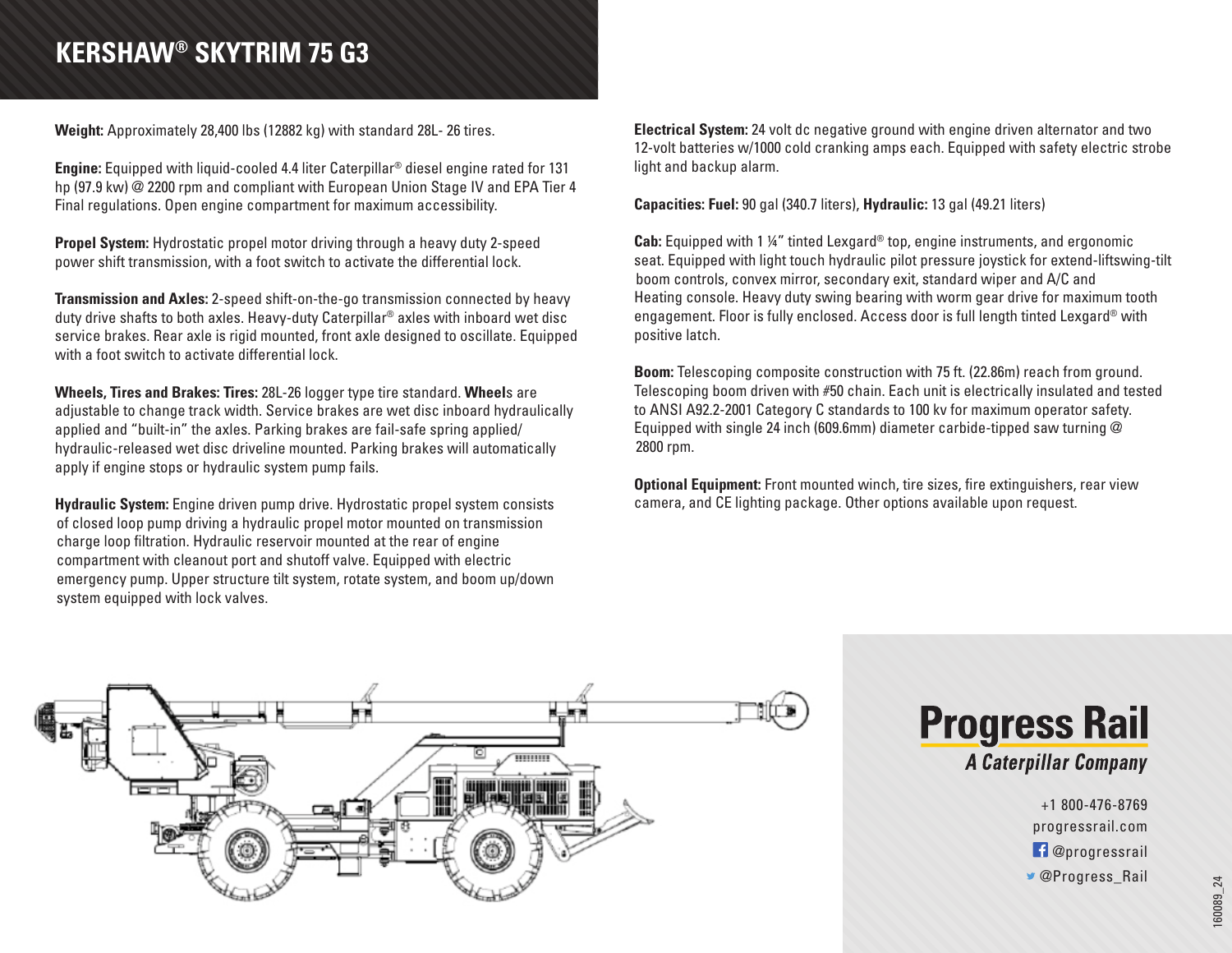# KERSHAW® SKYTRIM 75 G3

**Weight:** Approximately 28,400 lbs (12882 kg) with standard 28L- 26 tires.

**Engine:** Equipped with liquid-cooled 4.4 liter Caterpillar® diesel engine rated for 131 hp (97.9 kw) @ 2200 rpm and compliant with European Union Stage IV and EPA Tier 4 Final regulations. Open engine compartment for maximum accessibility.

**Propel System:** Hydrostatic propel motor driving through a heavy duty 2-speed power shift transmission, with a foot switch to activate the differential lock.

**Transmission and Axles:** 2-speed shift-on-the-go transmission connected by heavy duty drive shafts to both axles. Heavy-duty Caterpillar® axles with inboard wet disc service brakes. Rear axle is rigid mounted, front axle designed to oscillate. Equipped with a foot switch to activate differential lock.

**Wheels, Tires and Brakes: Tires:** 28L-26 logger type tire standard. **Wheel**s are adjustable to change track width. Service brakes are wet disc inboard hydraulically applied and "built-in" the axles. Parking brakes are fail-safe spring applied/ hydraulic-released wet disc driveline mounted. Parking brakes will automatically apply if engine stops or hydraulic system pump fails.

**Hydraulic System:** Engine driven pump drive. Hydrostatic propel system consists of closed loop pump driving a hydraulic propel motor mounted on transmission charge loop filtration. Hydraulic reservoir mounted at the rear of engine compartment with cleanout port and shutoff valve. Equipped with electric emergency pump. Upper structure tilt system, rotate system, and boom up/down system equipped with lock valves.

**Electrical System:** 24 volt dc negative ground with engine driven alternator and two 12-volt batteries w/1000 cold cranking amps each. Equipped with safety electric strobe light and backup alarm.

**Capacities: Fuel:** 90 gal (340.7 liters), **Hydraulic:** 13 gal (49.21 liters)

**Cab:** Equipped with 1 ¼" tinted Lexgard® top, engine instruments, and ergonomic seat. Equipped with light touch hydraulic pilot pressure joystick for extend-liftswing-tilt boom controls, convex mirror, secondary exit, standard wiper and A/C and Heating console. Heavy duty swing bearing with worm gear drive for maximum tooth engagement. Floor is fully enclosed. Access door is full length tinted Lexgard® with positive latch.

**Boom:** Telescoping composite construction with 75 ft. (22.86m) reach from ground. Telescoping boom driven with #50 chain. Each unit is electrically insulated and tested to ANSI A92.2-2001 Category C standards to 100 kv for maximum operator safety. Equipped with single 24 inch (609.6mm) diameter carbide-tipped saw turning @ 2800 rpm.

**Optional Equipment:** Front mounted winch, tire sizes, fire extinguishers, rear view camera, and CE lighting package. Other options available upon request.

**Progress Rail**
*A Caterpillar Company*

+1 800-476-8769
progressrail.com
@progressrail
@Progress_Rail

160089_24